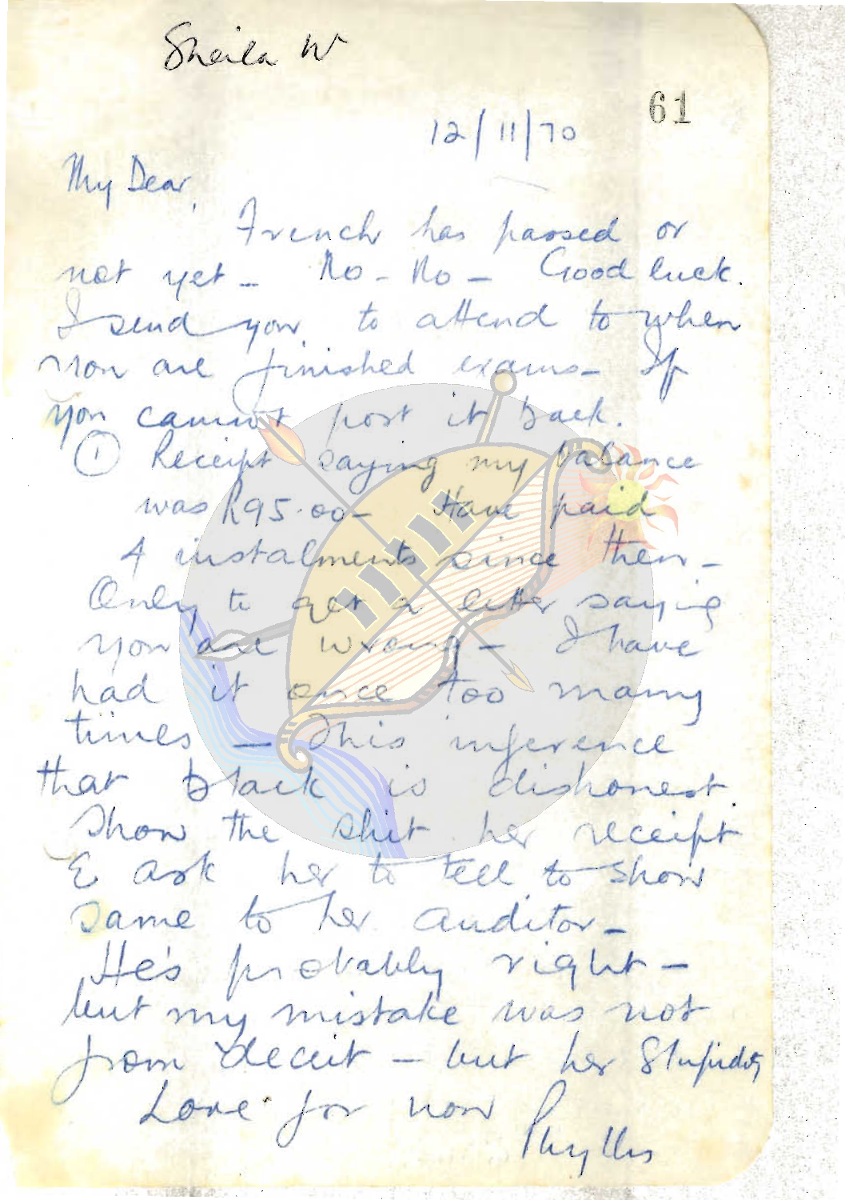Sheila W

12/11/70

61

My Dear,

French has passed or not yet – No – No – Good luck. I send you to attend to when you are finished exams – If you cannot post it back.

① Receipt saying my balance was R95.00 – Have paid 4 instalments since then – Only to get a letter saying you are wrong – I have had it once too many times – This inference that black is dishonest. Show the shit her receipt & ask her to tell to show same to her auditor – He's probably right – but my mistake was not from deceit – but her Stupidity

Love for now
Phyllis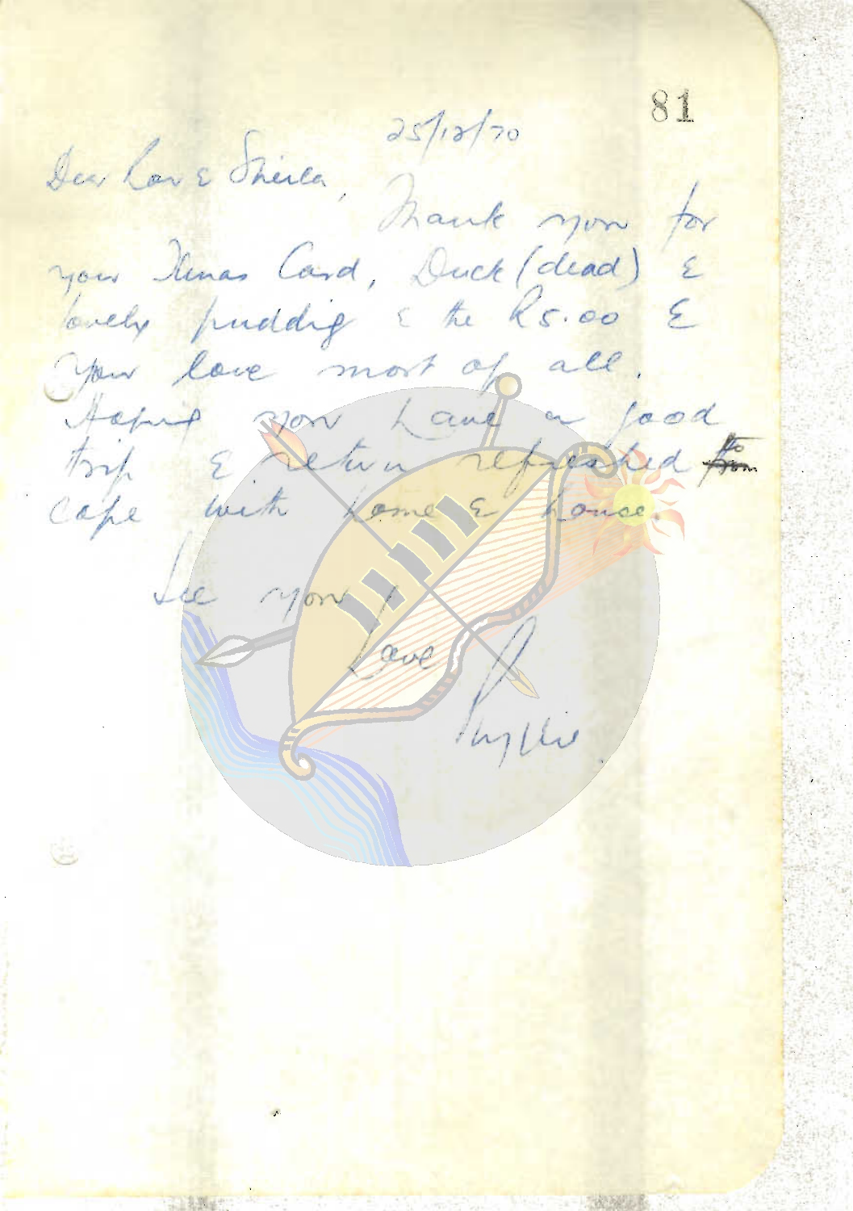25/12/70

Dear Lou & Sheila,

Thank you for your Xmas Card, Duck (dead) & lovely pudding & the R5.00 & your love most of all.

Hoping you have a good trip & return refreshed ~~from~~ to Cape with Lome & Louise.

See you,

Love

Phyllis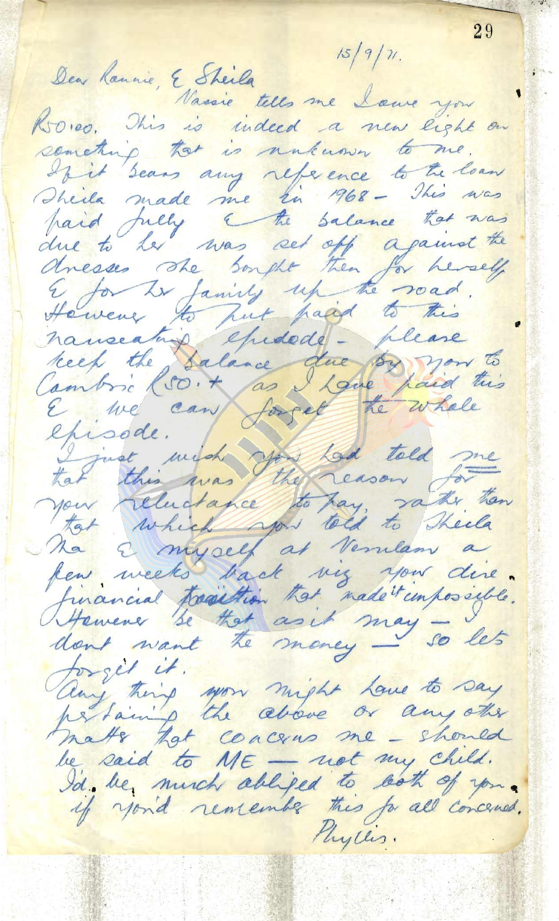15/9/71.

Dear Ronnie, & Sheila

Nassie tells me I owe you Rs50.00. This is indeed a new light on something that is unknown to me. If it bears any reference to the loan Sheila made me in 1968 - This was paid fully & the balance that was due to her was set off against the dresses she bought then for herself & for her family up the road. However to put paid to this nauseating episode - please keep the balance due by you to Cambric Rs50.+ as I have paid this & we can forget the whole episode.

I just wish you had told me that this was the reason for your reluctance to pay, rather than that which you told to Sheila Ma & myself at Verulam a few weeks back viz your dire financial position that made it impossible. However be that as it may - I don't want the money - so lets forget it.

Anything you might have to say pertaining the above or any other matter that concerns me - should be said to ME — not my child. I'd be much obliged to both of you if you'd remember this for all concerned.

Phyllis.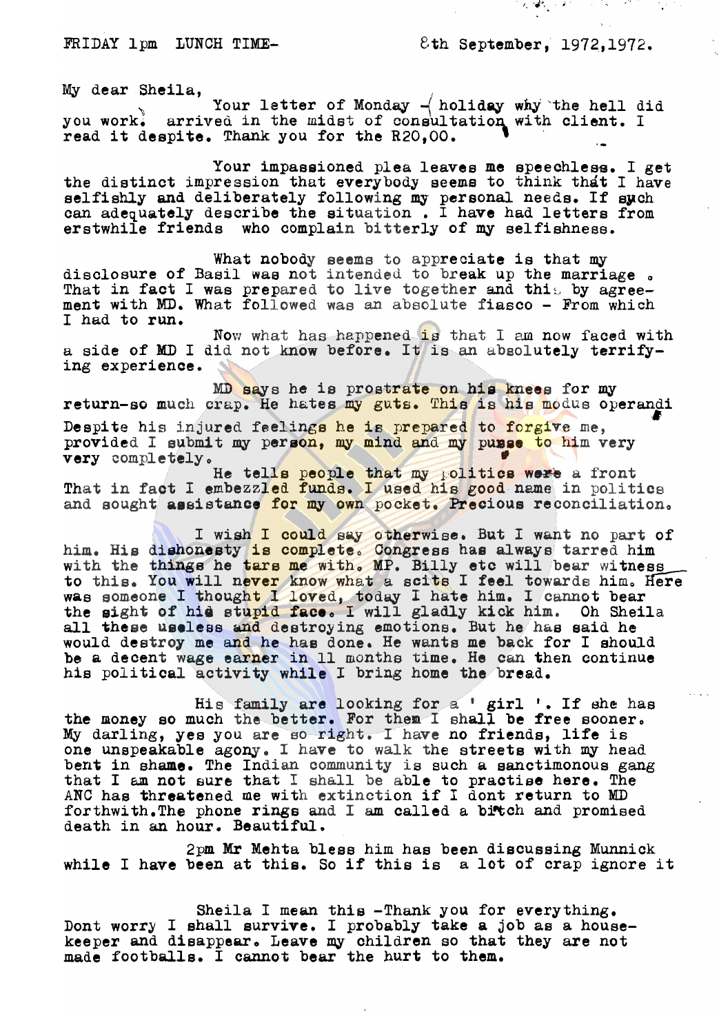FRIDAY 1pm LUNCH TIME- 8th September, 1972,1972.

My dear Sheila,

Your letter of Monday - holiday why the hell did you work. arrived in the midst of consultation with client. I read it despite. Thank you for the R20,00.

Your impassioned plea leaves me speechless. I get the distinct impression that everybody seems to think that I have selfishly and deliberately following my personal needs. If such can adequately describe the situation . I have had letters from erstwhile friends who complain bitterly of my selfishness.

What nobody seems to appreciate is that my disclosure of Basil was not intended to break up the marriage . That in fact I was prepared to live together and this by agreement with MD. What followed was an absolute fiasco - From which I had to run.

Now what has happened is that I am now faced with a side of MD I did not know before. It is an absolutely terrifying experience.

MD says he is prostrate on his knees for my return-so much crap. He hates my guts. This is his modus operandi

Despite his injured feelings he is prepared to forgive me, provided I submit my person, my mind and my purse to him very very completely.

He tells people that my politics were a front That in fact I embezzled funds. I used his good name in politics and sought assistance for my own pocket. Precious reconciliation.

I wish I could say otherwise. But I want no part of him. His dishonesty is complete. Congress has always tarred him with the things he tars me with. MP. Billy etc will bear witness to this. You will never know what a scits I feel towards him. Here was someone I thought I loved, today I hate him. I cannot bear the sight of his stupid face. I will gladly kick him. Oh Sheila all these useless and destroying emotions. But he has said he would destroy me and he has done. He wants me back for I should be a decent wage earner in 11 months time. He can then continue his political activity while I bring home the bread.

His family are looking for a ' girl '. If she has the money so much the better. For them I shall be free sooner. My darling, yes you are so right. I have no friends, life is one unspeakable agony. I have to walk the streets with my head bent in shame. The Indian community is such a sanctimonous gang that I am not sure that I shall be able to practise here. The ANC has threatened me with extinction if I dont return to MD forthwith.The phone rings and I am called a bitch and promised death in an hour. Beautiful.

2pm Mr Mehta bless him has been discussing Munnick while I have been at this. So if this is a lot of crap ignore it

Sheila I mean this -Thank you for everything. Dont worry I shall survive. I probably take a job as a housekeeper and disappear. Leave my children so that they are not made footballs. I cannot bear the hurt to them.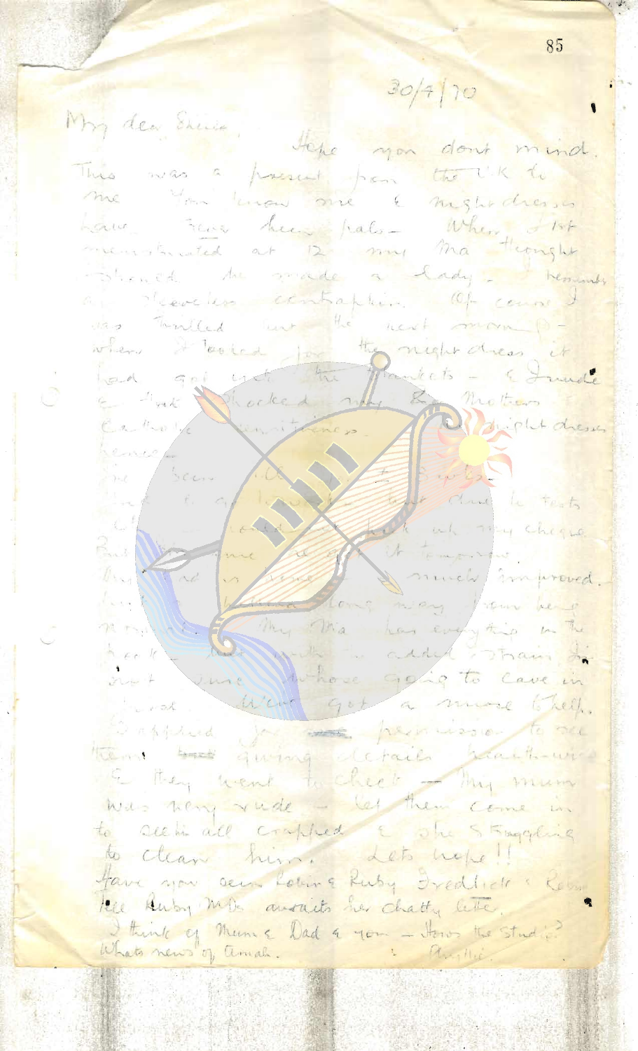30/4/70

My dear Sheila,

Hope you dont mind. This was a present from the UK to me. You know me & nightdresses have never been pals – When I 1st menstruated at 12 my Ma thought I should be made a lady – I reminds a sleeveless contraption. Of course I was thrilled but the next morn – when I looked for the nightdress it had got into the blankets – & I made & that shocked my Ma. Mother Catholic sensitiveness. nightdress hence –

We been ... & ...

... to go ... but due to tests ... pick up my cheque. But ... it tomorrow.

... much improved. ... long way from being normal. My Ma has everything in the back ... added strain. I'm not sure whose going to cave in first. We've got a nurse to help. I applied for permission to see them giving details health-wise & they went to check – My mum was very rude – let them come in to see him all crippled & she struggling to clean him. Lets hope!!

Have you seen Robin & Ruby Iredlick? Robin & Ruby MDs awaits her chatty letter.

I think of Mum & Dad & you – Hows the studies? Whats news of Amah.

Phyllis